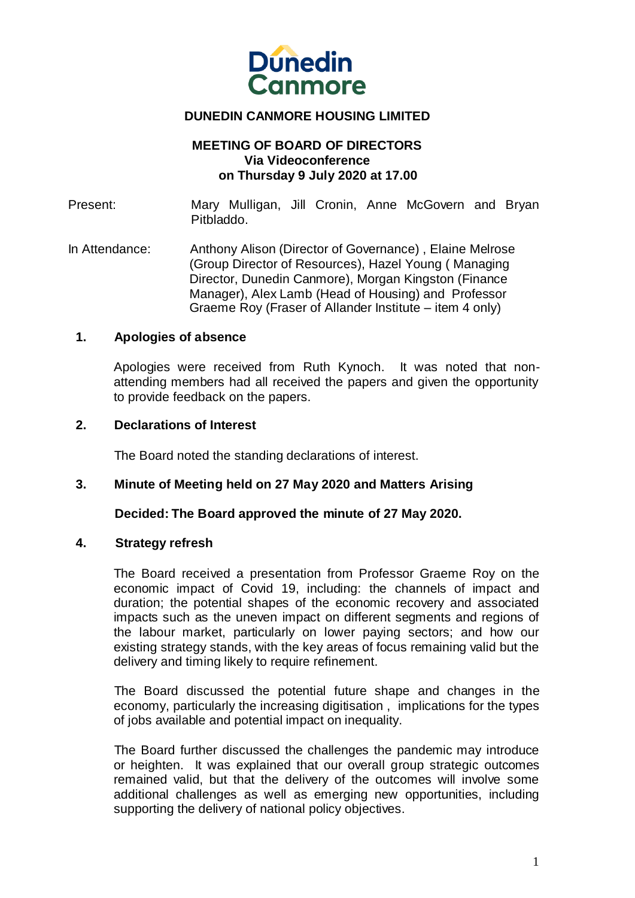# DUNEDIN CANMORE HOUSING LIMITED

## MEETING OF BOARD OF DIRECTORS
**Via Videoconference**
**on Thursday 9 July 2020 at 17.00**

Present: Mary Mulligan, Jill Cronin, Anne McGovern and Bryan Pitbladdo.

In Attendance: Anthony Alison (Director of Governance) , Elaine Melrose (Group Director of Resources), Hazel Young ( Managing Director, Dunedin Canmore), Morgan Kingston (Finance Manager), Alex Lamb (Head of Housing) and Professor Graeme Roy (Fraser of Allander Institute – item 4 only)

### 1. Apologies of absence

Apologies were received from Ruth Kynoch. It was noted that non-attending members had all received the papers and given the opportunity to provide feedback on the papers.

### 2. Declarations of Interest

The Board noted the standing declarations of interest.

### 3. Minute of Meeting held on 27 May 2020 and Matters Arising

**Decided: The Board approved the minute of 27 May 2020.**

### 4. Strategy refresh

The Board received a presentation from Professor Graeme Roy on the economic impact of Covid 19, including: the channels of impact and duration; the potential shapes of the economic recovery and associated impacts such as the uneven impact on different segments and regions of the labour market, particularly on lower paying sectors; and how our existing strategy stands, with the key areas of focus remaining valid but the delivery and timing likely to require refinement.

The Board discussed the potential future shape and changes in the economy, particularly the increasing digitisation , implications for the types of jobs available and potential impact on inequality.

The Board further discussed the challenges the pandemic may introduce or heighten. It was explained that our overall group strategic outcomes remained valid, but that the delivery of the outcomes will involve some additional challenges as well as emerging new opportunities, including supporting the delivery of national policy objectives.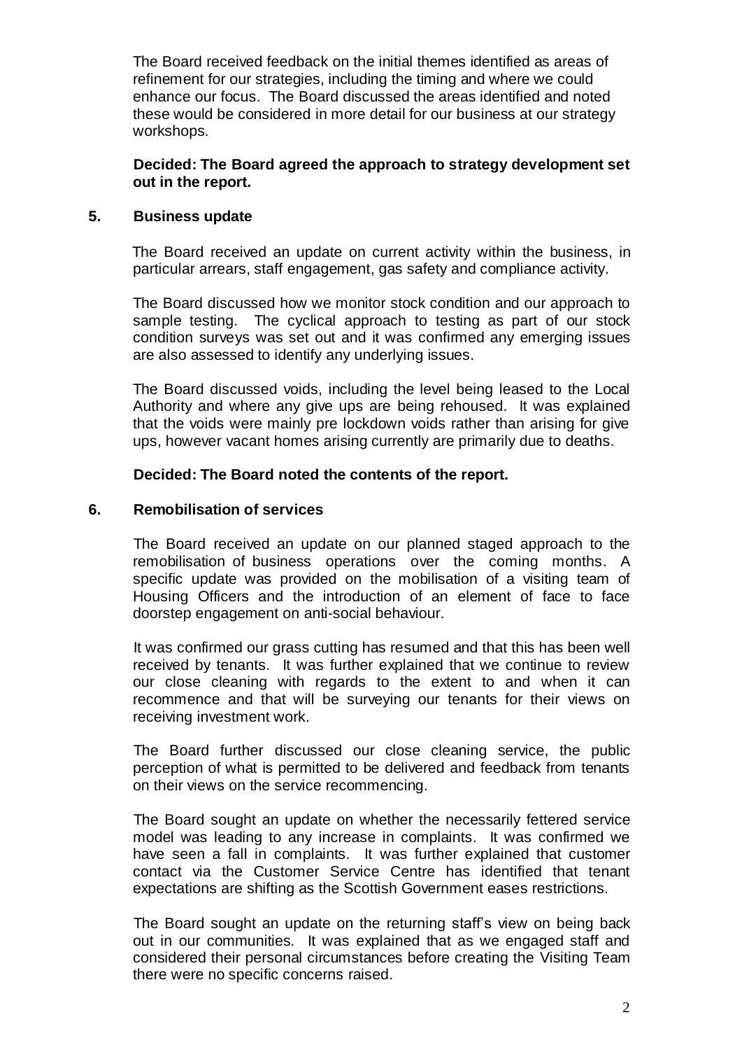The Board received feedback on the initial themes identified as areas of refinement for our strategies, including the timing and where we could enhance our focus. The Board discussed the areas identified and noted these would be considered in more detail for our business at our strategy workshops.

**Decided: The Board agreed the approach to strategy development set out in the report.**

## 5. Business update

The Board received an update on current activity within the business, in particular arrears, staff engagement, gas safety and compliance activity.

The Board discussed how we monitor stock condition and our approach to sample testing. The cyclical approach to testing as part of our stock condition surveys was set out and it was confirmed any emerging issues are also assessed to identify any underlying issues.

The Board discussed voids, including the level being leased to the Local Authority and where any give ups are being rehoused. It was explained that the voids were mainly pre lockdown voids rather than arising for give ups, however vacant homes arising currently are primarily due to deaths.

**Decided: The Board noted the contents of the report.**

## 6. Remobilisation of services

The Board received an update on our planned staged approach to the remobilisation of business operations over the coming months. A specific update was provided on the mobilisation of a visiting team of Housing Officers and the introduction of an element of face to face doorstep engagement on anti-social behaviour.

It was confirmed our grass cutting has resumed and that this has been well received by tenants. It was further explained that we continue to review our close cleaning with regards to the extent to and when it can recommence and that will be surveying our tenants for their views on receiving investment work.

The Board further discussed our close cleaning service, the public perception of what is permitted to be delivered and feedback from tenants on their views on the service recommencing.

The Board sought an update on whether the necessarily fettered service model was leading to any increase in complaints. It was confirmed we have seen a fall in complaints. It was further explained that customer contact via the Customer Service Centre has identified that tenant expectations are shifting as the Scottish Government eases restrictions.

The Board sought an update on the returning staff's view on being back out in our communities. It was explained that as we engaged staff and considered their personal circumstances before creating the Visiting Team there were no specific concerns raised.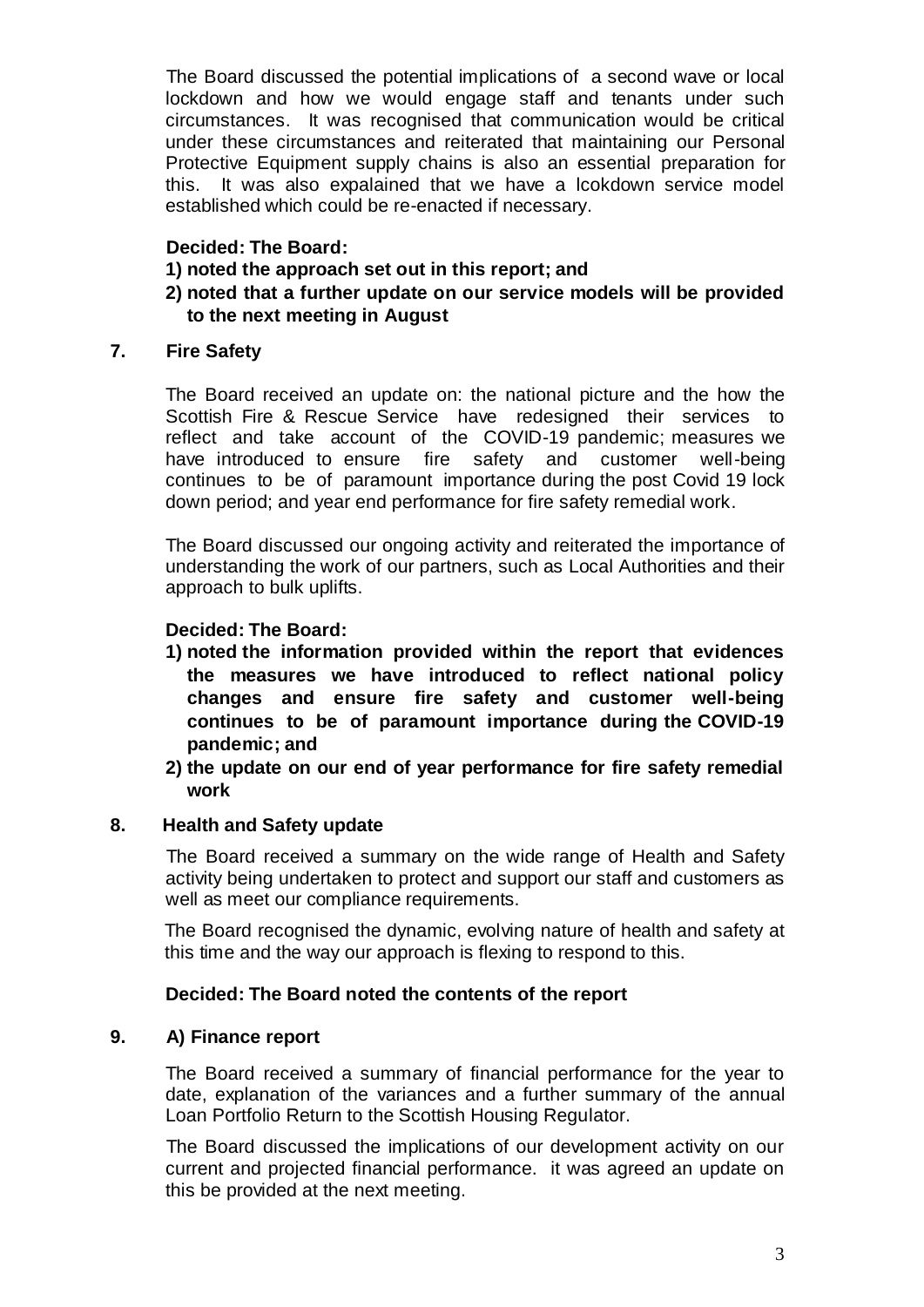The Board discussed the potential implications of a second wave or local lockdown and how we would engage staff and tenants under such circumstances. It was recognised that communication would be critical under these circumstances and reiterated that maintaining our Personal Protective Equipment supply chains is also an essential preparation for this. It was also expalained that we have a lcokdown service model established which could be re-enacted if necessary.

**Decided: The Board:**

1) **noted the approach set out in this report; and**
2) **noted that a further update on our service models will be provided to the next meeting in August**

## 7. Fire Safety

The Board received an update on: the national picture and the how the Scottish Fire & Rescue Service have redesigned their services to reflect and take account of the COVID-19 pandemic; measures we have introduced to ensure fire safety and customer well-being continues to be of paramount importance during the post Covid 19 lock down period; and year end performance for fire safety remedial work.

The Board discussed our ongoing activity and reiterated the importance of understanding the work of our partners, such as Local Authorities and their approach to bulk uplifts.

**Decided: The Board:**

1) **noted the information provided within the report that evidences the measures we have introduced to reflect national policy changes and ensure fire safety and customer well-being continues to be of paramount importance during the COVID-19 pandemic; and**
2) **the update on our end of year performance for fire safety remedial work**

## 8. Health and Safety update

The Board received a summary on the wide range of Health and Safety activity being undertaken to protect and support our staff and customers as well as meet our compliance requirements.

The Board recognised the dynamic, evolving nature of health and safety at this time and the way our approach is flexing to respond to this.

**Decided: The Board noted the contents of the report**

## 9. A) Finance report

The Board received a summary of financial performance for the year to date, explanation of the variances and a further summary of the annual Loan Portfolio Return to the Scottish Housing Regulator.

The Board discussed the implications of our development activity on our current and projected financial performance. it was agreed an update on this be provided at the next meeting.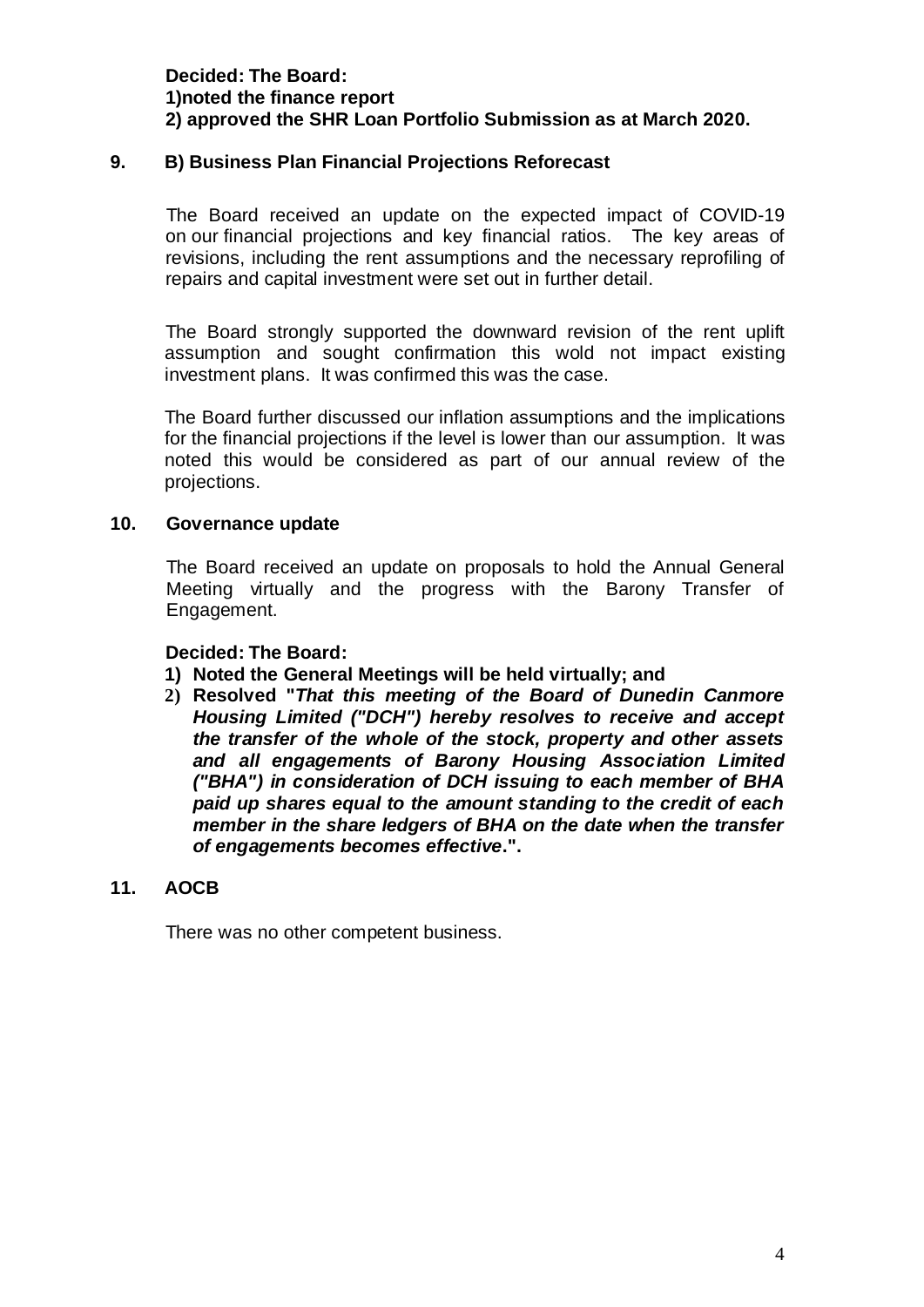**Decided: The Board:**
**1)noted the finance report**
**2) approved the SHR Loan Portfolio Submission as at March 2020.**

## 9. B) Business Plan Financial Projections Reforecast

The Board received an update on the expected impact of COVID-19 on our financial projections and key financial ratios. The key areas of revisions, including the rent assumptions and the necessary reprofiling of repairs and capital investment were set out in further detail.

The Board strongly supported the downward revision of the rent uplift assumption and sought confirmation this wold not impact existing investment plans. It was confirmed this was the case.

The Board further discussed our inflation assumptions and the implications for the financial projections if the level is lower than our assumption. It was noted this would be considered as part of our annual review of the projections.

## 10. Governance update

The Board received an update on proposals to hold the Annual General Meeting virtually and the progress with the Barony Transfer of Engagement.

**Decided: The Board:**

1) **Noted the General Meetings will be held virtually; and**
2) **Resolved "*That this meeting of the Board of Dunedin Canmore Housing Limited ("DCH") hereby resolves to receive and accept the transfer of the whole of the stock, property and other assets and all engagements of Barony Housing Association Limited ("BHA") in consideration of DCH issuing to each member of BHA paid up shares equal to the amount standing to the credit of each member in the share ledgers of BHA on the date when the transfer of engagements becomes effective*".**

## 11. AOCB

There was no other competent business.